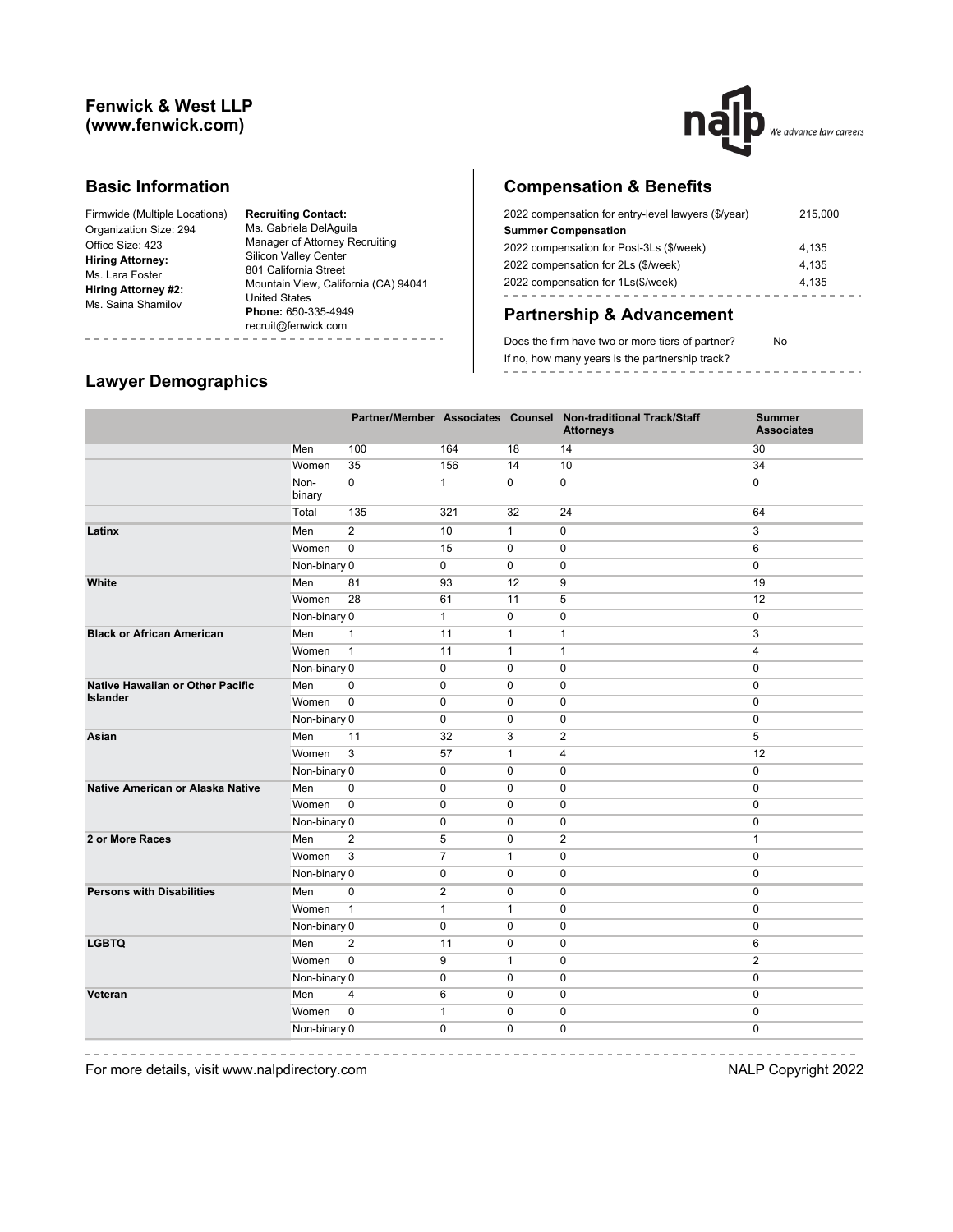**Fenwick & West LLP**
**(www.fenwick.com)**

## Basic Information

Firmwide (Multiple Locations)
Organization Size: 294
Office Size: 423
**Hiring Attorney:**
Ms. Lara Foster
**Hiring Attorney #2:**
Ms. Saina Shamilov

**Recruiting Contact:**
Ms. Gabriela DelAguila
Manager of Attorney Recruiting
Silicon Valley Center
801 California Street
Mountain View, California (CA) 94041
United States
**Phone:** 650-335-4949
recruit@fenwick.com

## Compensation & Benefits

| | |
|---|---|
| 2022 compensation for entry-level lawyers ($/year) | 215,000 |
| **Summer Compensation** | |
| 2022 compensation for Post-3Ls ($/week) | 4,135 |
| 2022 compensation for 2Ls ($/week) | 4,135 |
| 2022 compensation for 1Ls($/week) | 4,135 |

## Partnership & Advancement

| | |
|---|---|
| Does the firm have two or more tiers of partner? | No |
| If no, how many years is the partnership track? | |

## Lawyer Demographics

| | | Partner/Member | Associates | Counsel | Non-traditional Track/Staff Attorneys | Summer Associates |
|---|---|---|---|---|---|---|
| | Men | 100 | 164 | 18 | 14 | 30 |
| | Women | 35 | 156 | 14 | 10 | 34 |
| | Non-binary | 0 | 1 | 0 | 0 | 0 |
| | Total | 135 | 321 | 32 | 24 | 64 |
| **Latinx** | Men | 2 | 10 | 1 | 0 | 3 |
| | Women | 0 | 15 | 0 | 0 | 6 |
| | Non-binary | 0 | 0 | 0 | 0 | 0 |
| **White** | Men | 81 | 93 | 12 | 9 | 19 |
| | Women | 28 | 61 | 11 | 5 | 12 |
| | Non-binary | 0 | 1 | 0 | 0 | 0 |
| **Black or African American** | Men | 1 | 11 | 1 | 1 | 3 |
| | Women | 1 | 11 | 1 | 1 | 4 |
| | Non-binary | 0 | 0 | 0 | 0 | 0 |
| **Native Hawaiian or Other Pacific Islander** | Men | 0 | 0 | 0 | 0 | 0 |
| | Women | 0 | 0 | 0 | 0 | 0 |
| | Non-binary | 0 | 0 | 0 | 0 | 0 |
| **Asian** | Men | 11 | 32 | 3 | 2 | 5 |
| | Women | 3 | 57 | 1 | 4 | 12 |
| | Non-binary | 0 | 0 | 0 | 0 | 0 |
| **Native American or Alaska Native** | Men | 0 | 0 | 0 | 0 | 0 |
| | Women | 0 | 0 | 0 | 0 | 0 |
| | Non-binary | 0 | 0 | 0 | 0 | 0 |
| **2 or More Races** | Men | 2 | 5 | 0 | 2 | 1 |
| | Women | 3 | 7 | 1 | 0 | 0 |
| | Non-binary | 0 | 0 | 0 | 0 | 0 |
| **Persons with Disabilities** | Men | 0 | 2 | 0 | 0 | 0 |
| | Women | 1 | 1 | 1 | 0 | 0 |
| | Non-binary | 0 | 0 | 0 | 0 | 0 |
| **LGBTQ** | Men | 2 | 11 | 0 | 0 | 6 |
| | Women | 0 | 9 | 1 | 0 | 2 |
| | Non-binary | 0 | 0 | 0 | 0 | 0 |
| **Veteran** | Men | 4 | 6 | 0 | 0 | 0 |
| | Women | 0 | 1 | 0 | 0 | 0 |
| | Non-binary | 0 | 0 | 0 | 0 | 0 |

For more details, visit www.nalpdirectory.com

NALP Copyright 2022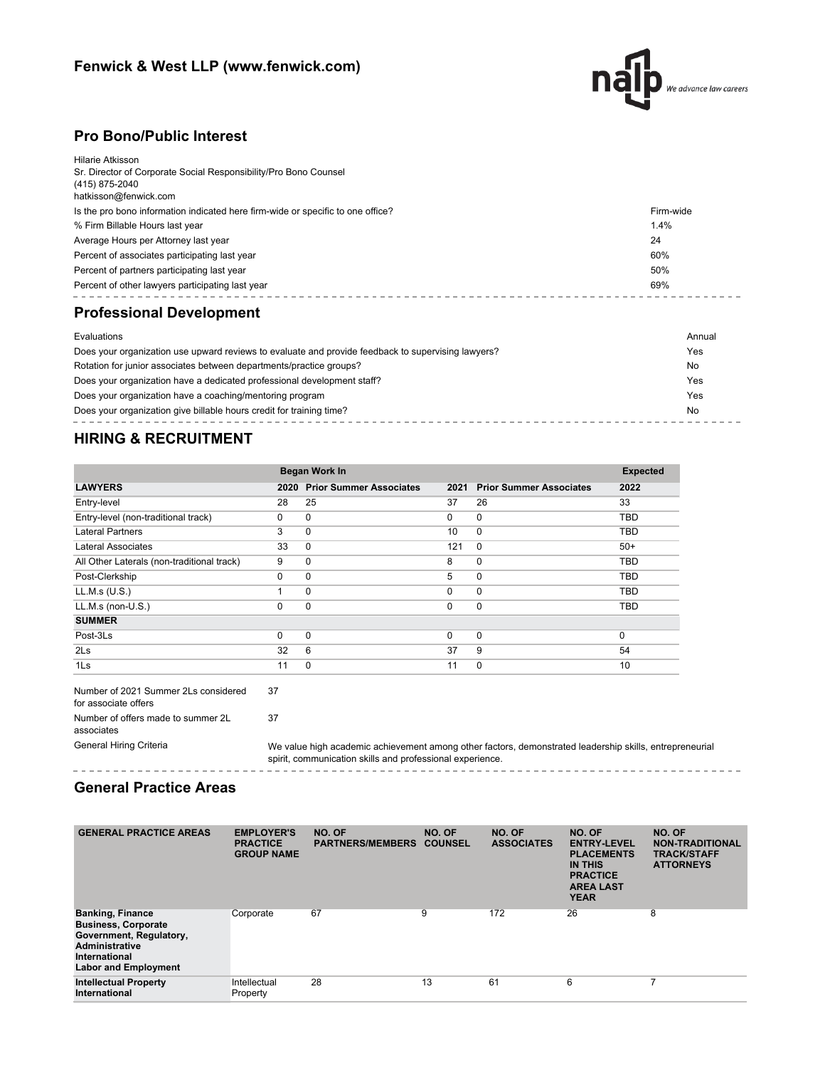# Fenwick & West LLP (www.fenwick.com)

## Pro Bono/Public Interest

Hilarie Atkisson
Sr. Director of Corporate Social Responsibility/Pro Bono Counsel
(415) 875-2040
hatkisson@fenwick.com

| | |
|---|---|
| Is the pro bono information indicated here firm-wide or specific to one office? | Firm-wide |
| % Firm Billable Hours last year | 1.4% |
| Average Hours per Attorney last year | 24 |
| Percent of associates participating last year | 60% |
| Percent of partners participating last year | 50% |
| Percent of other lawyers participating last year | 69% |

## Professional Development

| | |
|---|---|
| Evaluations | Annual |
| Does your organization use upward reviews to evaluate and provide feedback to supervising lawyers? | Yes |
| Rotation for junior associates between departments/practice groups? | No |
| Does your organization have a dedicated professional development staff? | Yes |
| Does your organization have a coaching/mentoring program | Yes |
| Does your organization give billable hours credit for training time? | No |

## HIRING & RECRUITMENT

| | Began Work In | | | | Expected |
|---|---|---|---|---|---|
| **LAWYERS** | **2020** | **Prior Summer Associates** | **2021** | **Prior Summer Associates** | **2022** |
| Entry-level | 28 | 25 | 37 | 26 | 33 |
| Entry-level (non-traditional track) | 0 | 0 | 0 | 0 | TBD |
| Lateral Partners | 3 | 0 | 10 | 0 | TBD |
| Lateral Associates | 33 | 0 | 121 | 0 | 50+ |
| All Other Laterals (non-traditional track) | 9 | 0 | 8 | 0 | TBD |
| Post-Clerkship | 0 | 0 | 5 | 0 | TBD |
| LL.M.s (U.S.) | 1 | 0 | 0 | 0 | TBD |
| LL.M.s (non-U.S.) | 0 | 0 | 0 | 0 | TBD |
| **SUMMER** | | | | | |
| Post-3Ls | 0 | 0 | 0 | 0 | 0 |
| 2Ls | 32 | 6 | 37 | 9 | 54 |
| 1Ls | 11 | 0 | 11 | 0 | 10 |

| | |
|---|---|
| Number of 2021 Summer 2Ls considered for associate offers | 37 |
| Number of offers made to summer 2L associates | 37 |
| General Hiring Criteria | We value high academic achievement among other factors, demonstrated leadership skills, entrepreneurial spirit, communication skills and professional experience. |

## General Practice Areas

| GENERAL PRACTICE AREAS | EMPLOYER'S PRACTICE GROUP NAME | NO. OF PARTNERS/MEMBERS | NO. OF COUNSEL | NO. OF ASSOCIATES | NO. OF ENTRY-LEVEL PLACEMENTS IN THIS PRACTICE AREA LAST YEAR | NO. OF NON-TRADITIONAL TRACK/STAFF ATTORNEYS |
|---|---|---|---|---|---|---|
| **Banking, Finance**<br>**Business, Corporate**<br>**Government, Regulatory, Administrative**<br>**International**<br>**Labor and Employment** | Corporate | 67 | 9 | 172 | 26 | 8 |
| **Intellectual Property**<br>**International** | Intellectual Property | 28 | 13 | 61 | 6 | 7 |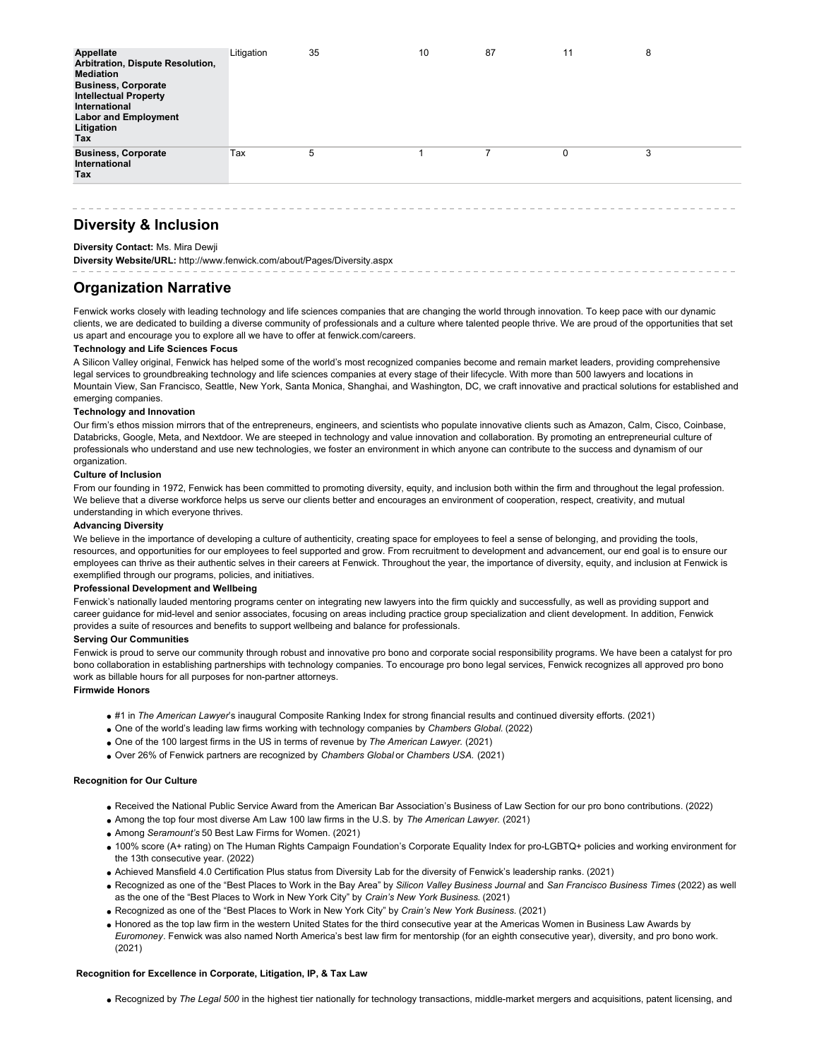| | | | | | | |
|---|---|---|---|---|---|---|
| **Appellate**<br>**Arbitration, Dispute Resolution, Mediation**<br>**Business, Corporate**<br>**Intellectual Property**<br>**International**<br>**Labor and Employment**<br>**Litigation**<br>**Tax** | Litigation | 35 | 10 | 87 | 11 | 8 |
| **Business, Corporate**<br>**International**<br>**Tax** | Tax | 5 | 1 | 7 | 0 | 3 |

## Diversity & Inclusion

**Diversity Contact:** Ms. Mira Dewji

**Diversity Website/URL:** http://www.fenwick.com/about/Pages/Diversity.aspx

## Organization Narrative

Fenwick works closely with leading technology and life sciences companies that are changing the world through innovation. To keep pace with our dynamic clients, we are dedicated to building a diverse community of professionals and a culture where talented people thrive. We are proud of the opportunities that set us apart and encourage you to explore all we have to offer at fenwick.com/careers.

**Technology and Life Sciences Focus**

A Silicon Valley original, Fenwick has helped some of the world's most recognized companies become and remain market leaders, providing comprehensive legal services to groundbreaking technology and life sciences companies at every stage of their lifecycle. With more than 500 lawyers and locations in Mountain View, San Francisco, Seattle, New York, Santa Monica, Shanghai, and Washington, DC, we craft innovative and practical solutions for established and emerging companies.

**Technology and Innovation**

Our firm's ethos mission mirrors that of the entrepreneurs, engineers, and scientists who populate innovative clients such as Amazon, Calm, Cisco, Coinbase, Databricks, Google, Meta, and Nextdoor. We are steeped in technology and value innovation and collaboration. By promoting an entrepreneurial culture of professionals who understand and use new technologies, we foster an environment in which anyone can contribute to the success and dynamism of our organization.

**Culture of Inclusion**

From our founding in 1972, Fenwick has been committed to promoting diversity, equity, and inclusion both within the firm and throughout the legal profession. We believe that a diverse workforce helps us serve our clients better and encourages an environment of cooperation, respect, creativity, and mutual understanding in which everyone thrives.

**Advancing Diversity**

We believe in the importance of developing a culture of authenticity, creating space for employees to feel a sense of belonging, and providing the tools, resources, and opportunities for our employees to feel supported and grow. From recruitment to development and advancement, our end goal is to ensure our employees can thrive as their authentic selves in their careers at Fenwick. Throughout the year, the importance of diversity, equity, and inclusion at Fenwick is exemplified through our programs, policies, and initiatives.

**Professional Development and Wellbeing**

Fenwick's nationally lauded mentoring programs center on integrating new lawyers into the firm quickly and successfully, as well as providing support and career guidance for mid-level and senior associates, focusing on areas including practice group specialization and client development. In addition, Fenwick provides a suite of resources and benefits to support wellbeing and balance for professionals.

**Serving Our Communities**

Fenwick is proud to serve our community through robust and innovative pro bono and corporate social responsibility programs. We have been a catalyst for pro bono collaboration in establishing partnerships with technology companies. To encourage pro bono legal services, Fenwick recognizes all approved pro bono work as billable hours for all purposes for non-partner attorneys.

**Firmwide Honors**

- #1 in *The American Lawyer*'s inaugural Composite Ranking Index for strong financial results and continued diversity efforts. (2021)
- One of the world's leading law firms working with technology companies by *Chambers Global.* (2022)
- One of the 100 largest firms in the US in terms of revenue by *The American Lawyer.* (2021)
- Over 26% of Fenwick partners are recognized by *Chambers Global* or *Chambers USA.* (2021)

**Recognition for Our Culture**

- Received the National Public Service Award from the American Bar Association's Business of Law Section for our pro bono contributions. (2022)
- Among the top four most diverse Am Law 100 law firms in the U.S. by *The American Lawyer.* (2021)
- Among *Seramount's* 50 Best Law Firms for Women. (2021)
- 100% score (A+ rating) on The Human Rights Campaign Foundation's Corporate Equality Index for pro-LGBTQ+ policies and working environment for the 13th consecutive year. (2022)
- Achieved Mansfield 4.0 Certification Plus status from Diversity Lab for the diversity of Fenwick's leadership ranks. (2021)
- Recognized as one of the "Best Places to Work in the Bay Area" by *Silicon Valley Business Journal* and *San Francisco Business Times* (2022) as well as the one of the "Best Places to Work in New York City" by *Crain's New York Business.* (2021)
- Recognized as one of the "Best Places to Work in New York City" by *Crain's New York Business.* (2021)
- Honored as the top law firm in the western United States for the third consecutive year at the Americas Women in Business Law Awards by *Euromoney*. Fenwick was also named North America's best law firm for mentorship (for an eighth consecutive year), diversity, and pro bono work. (2021)

**Recognition for Excellence in Corporate, Litigation, IP, & Tax Law**

- Recognized by *The Legal 500* in the highest tier nationally for technology transactions, middle-market mergers and acquisitions, patent licensing, and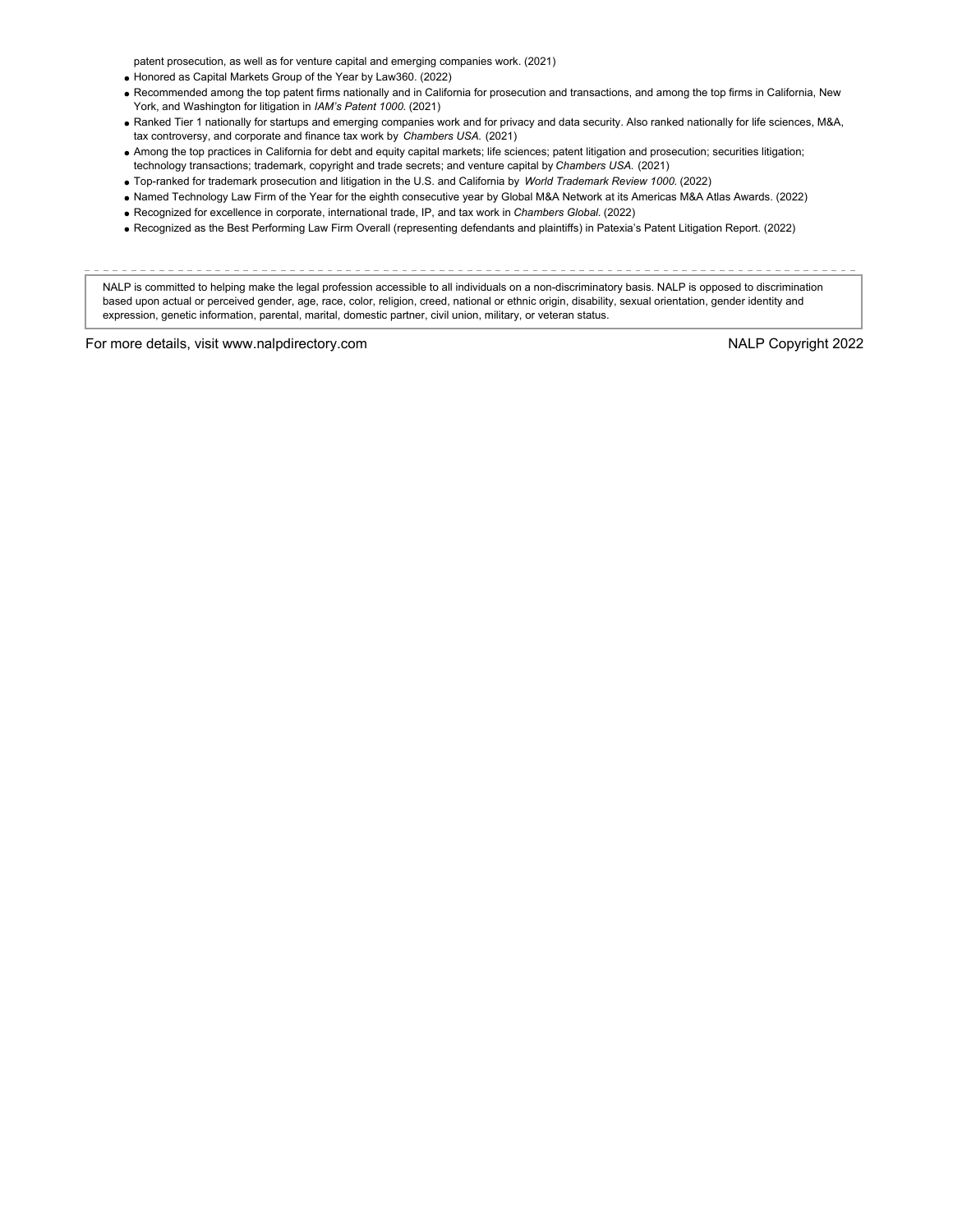patent prosecution, as well as for venture capital and emerging companies work. (2021)

- Honored as Capital Markets Group of the Year by Law360. (2022)
- Recommended among the top patent firms nationally and in California for prosecution and transactions, and among the top firms in California, New York, and Washington for litigation in *IAM's Patent 1000.* (2021)
- Ranked Tier 1 nationally for startups and emerging companies work and for privacy and data security. Also ranked nationally for life sciences, M&A, tax controversy, and corporate and finance tax work by *Chambers USA.* (2021)
- Among the top practices in California for debt and equity capital markets; life sciences; patent litigation and prosecution; securities litigation; technology transactions; trademark, copyright and trade secrets; and venture capital by *Chambers USA.* (2021)
- Top-ranked for trademark prosecution and litigation in the U.S. and California by *World Trademark Review 1000.* (2022)
- Named Technology Law Firm of the Year for the eighth consecutive year by Global M&A Network at its Americas M&A Atlas Awards. (2022)
- Recognized for excellence in corporate, international trade, IP, and tax work in *Chambers Global.* (2022)
- Recognized as the Best Performing Law Firm Overall (representing defendants and plaintiffs) in Patexia's Patent Litigation Report. (2022)

---

NALP is committed to helping make the legal profession accessible to all individuals on a non-discriminatory basis. NALP is opposed to discrimination based upon actual or perceived gender, age, race, color, religion, creed, national or ethnic origin, disability, sexual orientation, gender identity and expression, genetic information, parental, marital, domestic partner, civil union, military, or veteran status.

For more details, visit www.nalpdirectory.com

NALP Copyright 2022